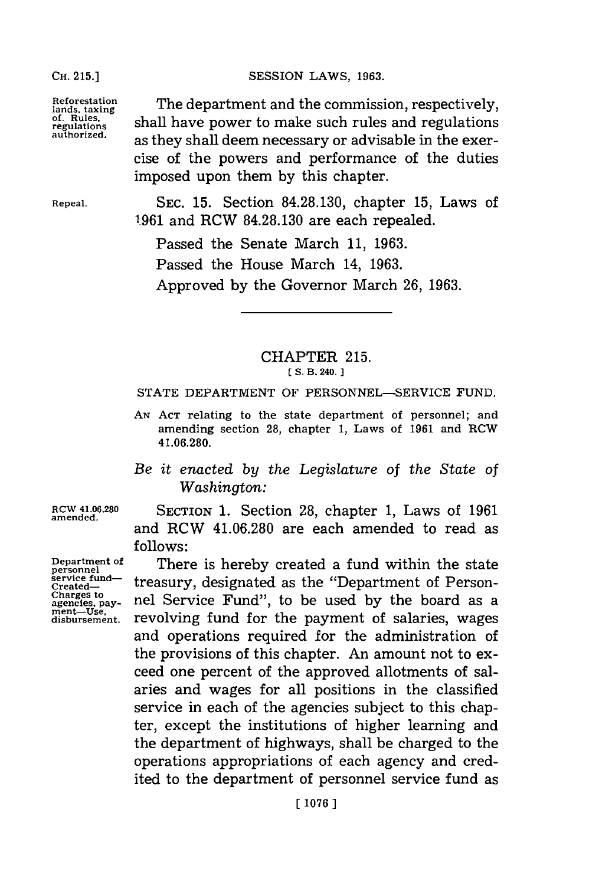Reforestation lands, taxing of. Rules, regulations authorized.

The department and the commission, respectively, shall have power to make such rules and regulations as they shall deem necessary or advisable in the exercise of the powers and performance of the duties imposed upon them by this chapter.

Repeal.

SEC. 15. Section 84.28.130, chapter 15, Laws of 1961 and RCW 84.28.130 are each repealed.

Passed the Senate March 11, 1963.

Passed the House March 14, 1963.

Approved by the Governor March 26, 1963.

---

# CHAPTER 215.

[ S. B. 240. ]

## STATE DEPARTMENT OF PERSONNEL—SERVICE FUND.

AN ACT relating to the state department of personnel; and amending section 28, chapter 1, Laws of 1961 and RCW 41.06.280.

*Be it enacted by the Legislature of the State of Washington:*

RCW 41.06.280 amended.

SECTION 1. Section 28, chapter 1, Laws of 1961 and RCW 41.06.280 are each amended to read as follows:

Department of personnel service fund—Created—Charges to agencies, payment—Use, disbursement.

There is hereby created a fund within the state treasury, designated as the "Department of Personnel Service Fund", to be used by the board as a revolving fund for the payment of salaries, wages and operations required for the administration of the provisions of this chapter. An amount not to exceed one percent of the approved allotments of salaries and wages for all positions in the classified service in each of the agencies subject to this chapter, except the institutions of higher learning and the department of highways, shall be charged to the operations appropriations of each agency and credited to the department of personnel service fund as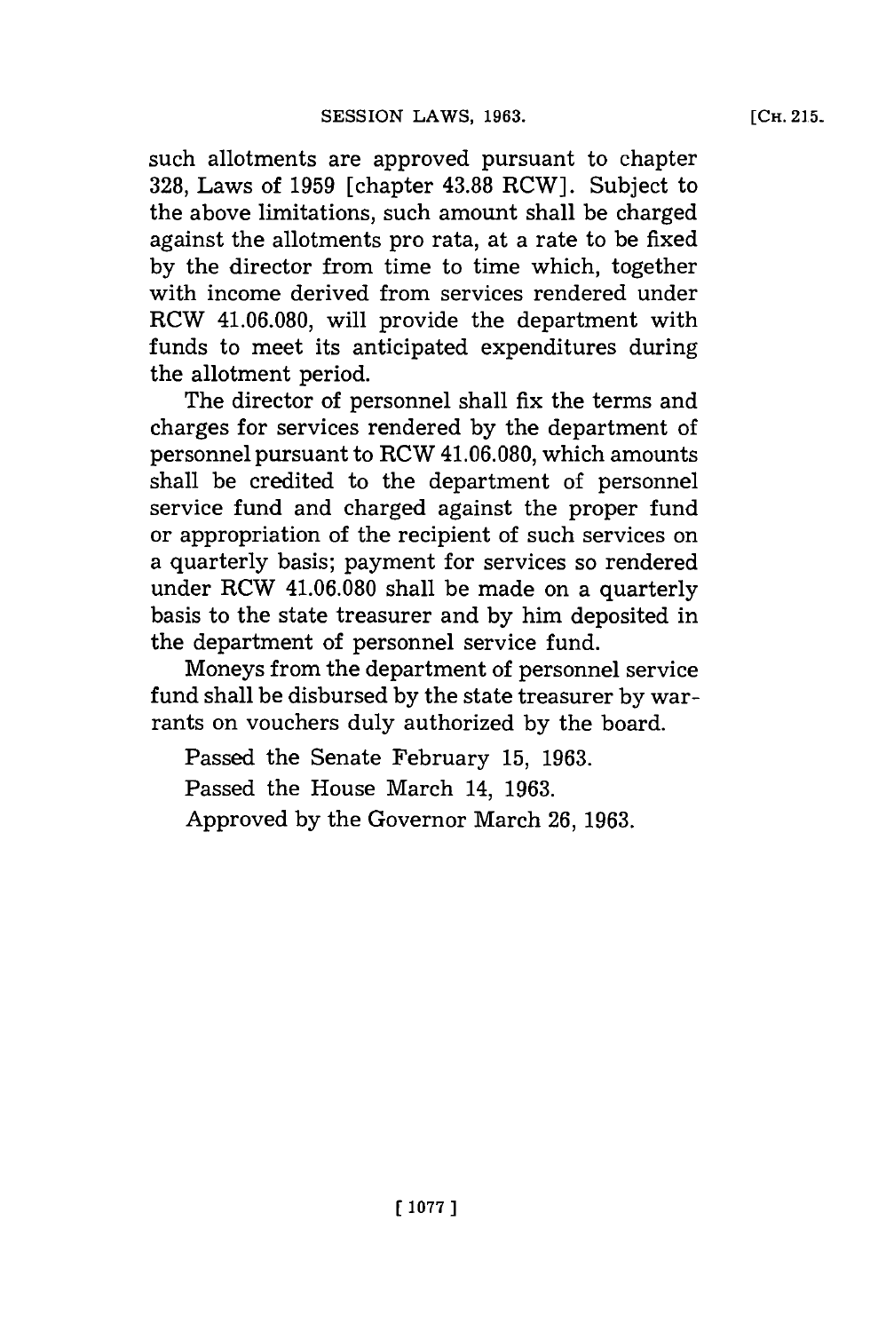such allotments are approved pursuant to chapter 328, Laws of 1959 [chapter 43.88 RCW]. Subject to the above limitations, such amount shall be charged against the allotments pro rata, at a rate to be fixed by the director from time to time which, together with income derived from services rendered under RCW 41.06.080, will provide the department with funds to meet its anticipated expenditures during the allotment period.

The director of personnel shall fix the terms and charges for services rendered by the department of personnel pursuant to RCW 41.06.080, which amounts shall be credited to the department of personnel service fund and charged against the proper fund or appropriation of the recipient of such services on a quarterly basis; payment for services so rendered under RCW 41.06.080 shall be made on a quarterly basis to the state treasurer and by him deposited in the department of personnel service fund.

Moneys from the department of personnel service fund shall be disbursed by the state treasurer by warrants on vouchers duly authorized by the board.

Passed the Senate February 15, 1963.

Passed the House March 14, 1963.

Approved by the Governor March 26, 1963.